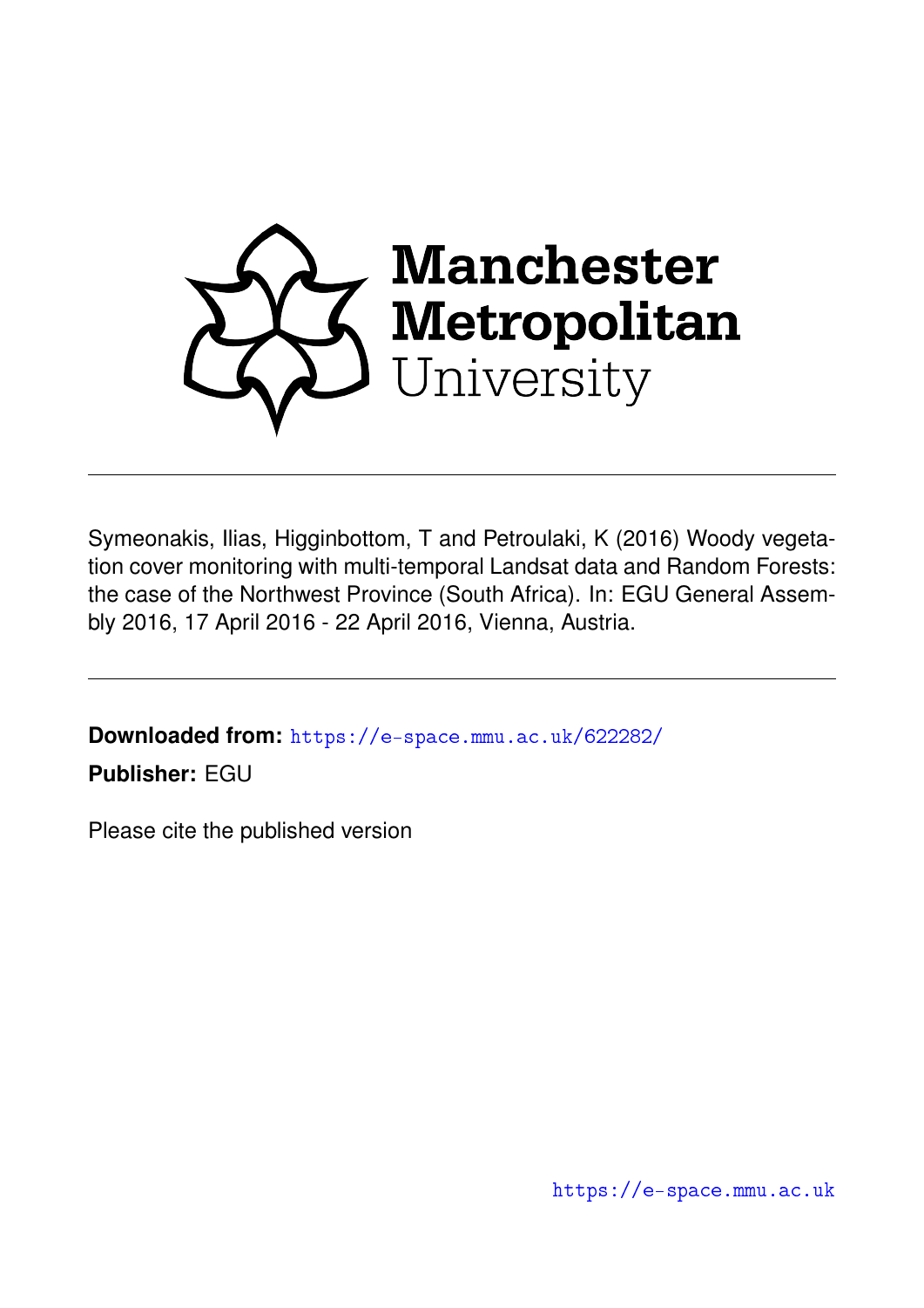Manchester Metropolitan University

---

Symeonakis, Ilias, Higginbottom, T and Petroulaki, K (2016) Woody vegetation cover monitoring with multi-temporal Landsat data and Random Forests: the case of the Northwest Province (South Africa). In: EGU General Assembly 2016, 17 April 2016 - 22 April 2016, Vienna, Austria.

---

**Downloaded from:** https://e-space.mmu.ac.uk/622282/

**Publisher:** EGU

Please cite the published version

https://e-space.mmu.ac.uk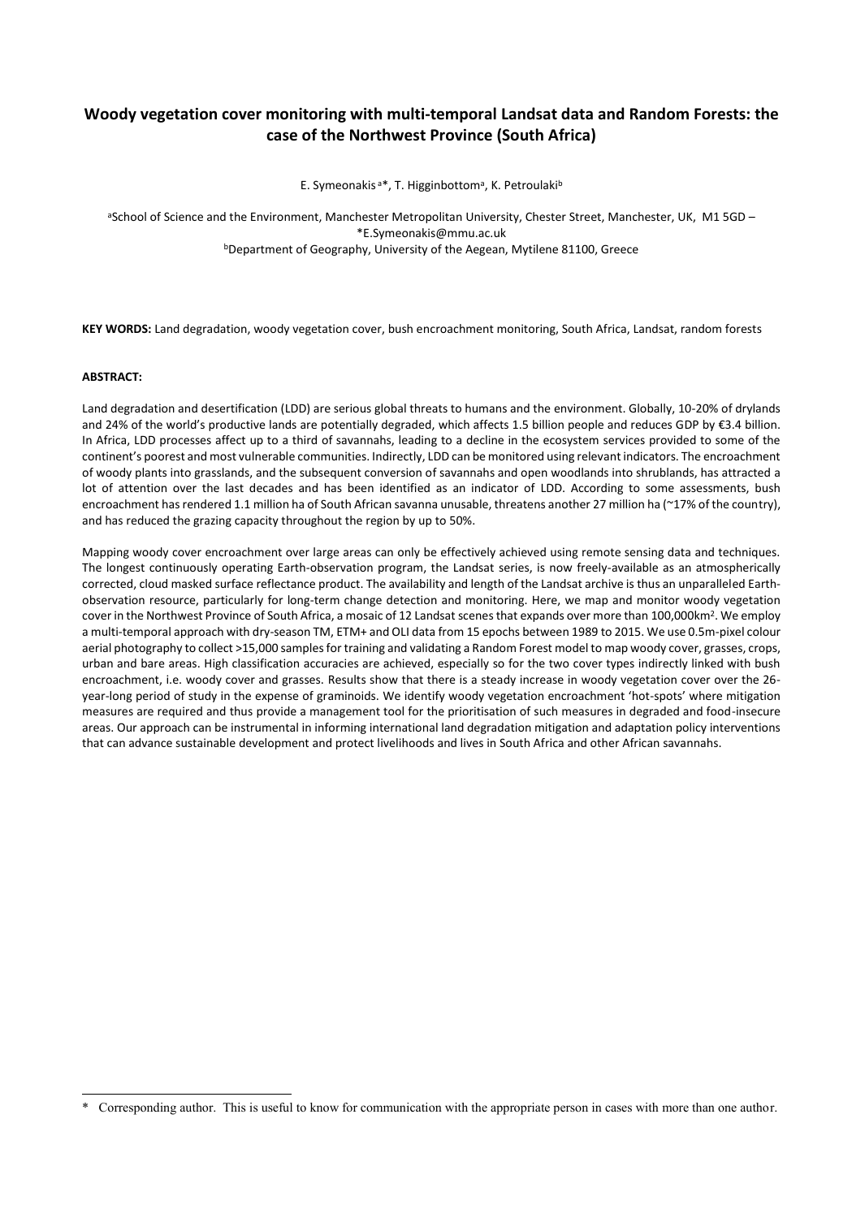# Woody vegetation cover monitoring with multi-temporal Landsat data and Random Forests: the case of the Northwest Province (South Africa)

E. Symeonakis [a]*, T. Higginbottom[a], K. Petroulaki[b]

[a]School of Science and the Environment, Manchester Metropolitan University, Chester Street, Manchester, UK, M1 5GD – *E.Symeonakis@mmu.ac.uk

[b]Department of Geography, University of the Aegean, Mytilene 81100, Greece

**KEY WORDS:** Land degradation, woody vegetation cover, bush encroachment monitoring, South Africa, Landsat, random forests

**ABSTRACT:**

Land degradation and desertification (LDD) are serious global threats to humans and the environment. Globally, 10-20% of drylands and 24% of the world's productive lands are potentially degraded, which affects 1.5 billion people and reduces GDP by €3.4 billion. In Africa, LDD processes affect up to a third of savannahs, leading to a decline in the ecosystem services provided to some of the continent's poorest and most vulnerable communities. Indirectly, LDD can be monitored using relevant indicators. The encroachment of woody plants into grasslands, and the subsequent conversion of savannahs and open woodlands into shrublands, has attracted a lot of attention over the last decades and has been identified as an indicator of LDD. According to some assessments, bush encroachment has rendered 1.1 million ha of South African savanna unusable, threatens another 27 million ha (~17% of the country), and has reduced the grazing capacity throughout the region by up to 50%.

Mapping woody cover encroachment over large areas can only be effectively achieved using remote sensing data and techniques. The longest continuously operating Earth-observation program, the Landsat series, is now freely-available as an atmospherically corrected, cloud masked surface reflectance product. The availability and length of the Landsat archive is thus an unparalleled Earth-observation resource, particularly for long-term change detection and monitoring. Here, we map and monitor woody vegetation cover in the Northwest Province of South Africa, a mosaic of 12 Landsat scenes that expands over more than 100,000km$^2$. We employ a multi-temporal approach with dry-season TM, ETM+ and OLI data from 15 epochs between 1989 to 2015. We use 0.5m-pixel colour aerial photography to collect >15,000 samples for training and validating a Random Forest model to map woody cover, grasses, crops, urban and bare areas. High classification accuracies are achieved, especially so for the two cover types indirectly linked with bush encroachment, i.e. woody cover and grasses. Results show that there is a steady increase in woody vegetation cover over the 26-year-long period of study in the expense of graminoids. We identify woody vegetation encroachment 'hot-spots' where mitigation measures are required and thus provide a management tool for the prioritisation of such measures in degraded and food-insecure areas. Our approach can be instrumental in informing international land degradation mitigation and adaptation policy interventions that can advance sustainable development and protect livelihoods and lives in South Africa and other African savannahs.

---

\* Corresponding author. This is useful to know for communication with the appropriate person in cases with more than one author.